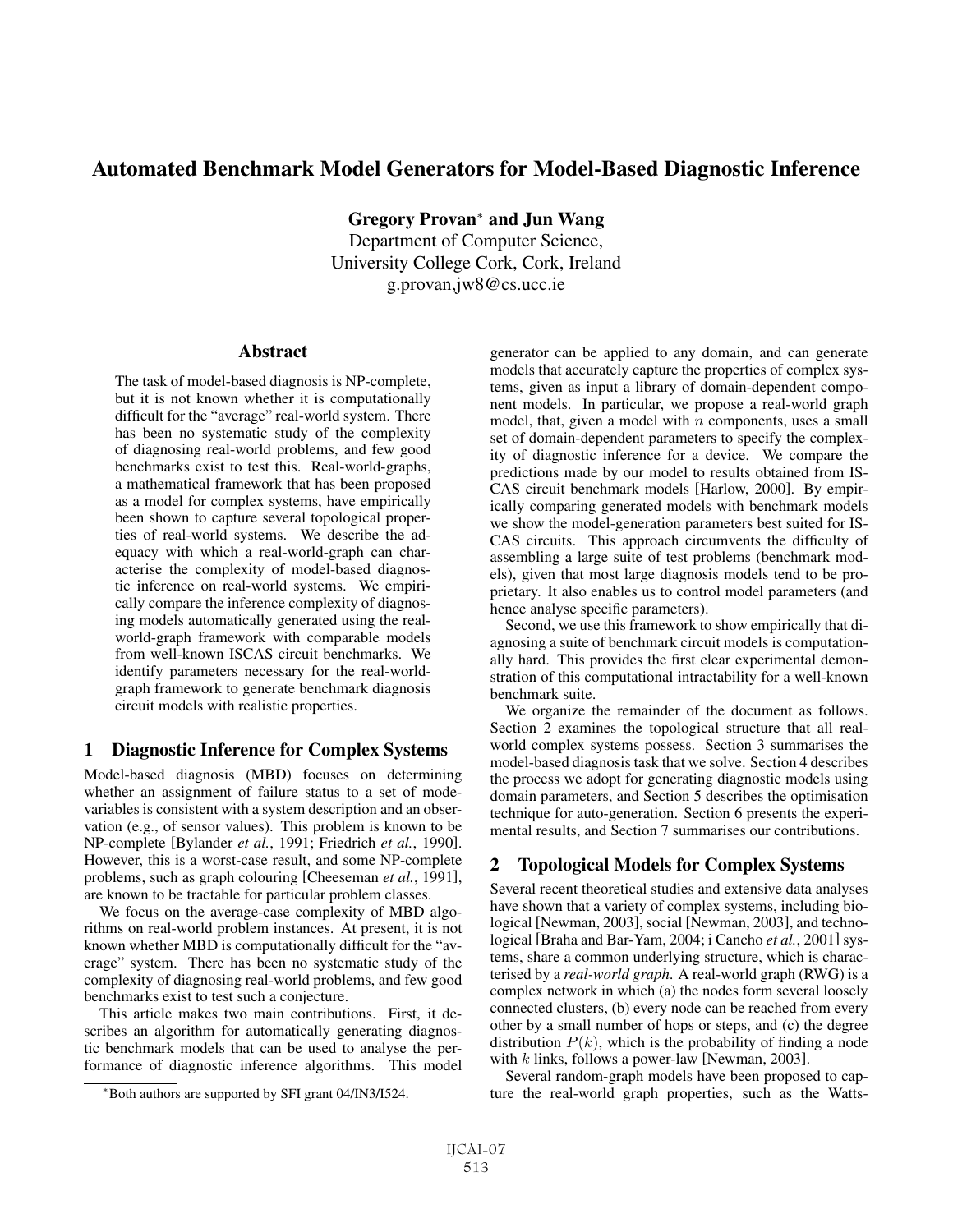# Automated Benchmark Model Generators for Model-Based Diagnostic Inference

**Gregory Provan*** **and Jun Wang**
Department of Computer Science,
University College Cork, Cork, Ireland
g.provan,jw8@cs.ucc.ie

## Abstract

The task of model-based diagnosis is NP-complete, but it is not known whether it is computationally difficult for the "average" real-world system. There has been no systematic study of the complexity of diagnosing real-world problems, and few good benchmarks exist to test this. Real-world-graphs, a mathematical framework that has been proposed as a model for complex systems, have empirically been shown to capture several topological properties of real-world systems. We describe the adequacy with which a real-world-graph can characterise the complexity of model-based diagnostic inference on real-world systems. We empirically compare the inference complexity of diagnosing models automatically generated using the real-world-graph framework with comparable models from well-known ISCAS circuit benchmarks. We identify parameters necessary for the real-world-graph framework to generate benchmark diagnosis circuit models with realistic properties.

## 1 Diagnostic Inference for Complex Systems

Model-based diagnosis (MBD) focuses on determining whether an assignment of failure status to a set of mode-variables is consistent with a system description and an observation (e.g., of sensor values). This problem is known to be NP-complete [Bylander *et al.*, 1991; Friedrich *et al.*, 1990]. However, this is a worst-case result, and some NP-complete problems, such as graph colouring [Cheeseman *et al.*, 1991], are known to be tractable for particular problem classes.

We focus on the average-case complexity of MBD algorithms on real-world problem instances. At present, it is not known whether MBD is computationally difficult for the "average" system. There has been no systematic study of the complexity of diagnosing real-world problems, and few good benchmarks exist to test such a conjecture.

This article makes two main contributions. First, it describes an algorithm for automatically generating diagnostic benchmark models that can be used to analyse the performance of diagnostic inference algorithms. This model generator can be applied to any domain, and can generate models that accurately capture the properties of complex systems, given as input a library of domain-dependent component models. In particular, we propose a real-world graph model, that, given a model with $n$ components, uses a small set of domain-dependent parameters to specify the complexity of diagnostic inference for a device. We compare the predictions made by our model to results obtained from ISCAS circuit benchmark models [Harlow, 2000]. By empirically comparing generated models with benchmark models we show the model-generation parameters best suited for ISCAS circuits. This approach circumvents the difficulty of assembling a large suite of test problems (benchmark models), given that most large diagnosis models tend to be proprietary. It also enables us to control model parameters (and hence analyse specific parameters).

Second, we use this framework to show empirically that diagnosing a suite of benchmark circuit models is computationally hard. This provides the first clear experimental demonstration of this computational intractability for a well-known benchmark suite.

We organize the remainder of the document as follows. Section 2 examines the topological structure that all real-world complex diagnosis systems possess. Section 3 summarises the model-based diagnosis task that we solve. Section 4 describes the process we adopt for generating diagnostic models using domain parameters, and Section 5 describes the optimisation technique for auto-generation. Section 6 presents the experimental results, and Section 7 summarises our contributions.

## 2 Topological Models for Complex Systems

Several recent theoretical studies and extensive data analyses have shown that a variety of complex systems, including biological [Newman, 2003], social [Newman, 2003], and technological [Braha and Bar-Yam, 2004; i Cancho *et al.*, 2001] systems, share a common underlying structure, which is characterised by a *real-world graph*. A real-world graph (RWG) is a complex network in which (a) the nodes form several loosely connected clusters, (b) every node can be reached from every other by a small number of hops or steps, and (c) the degree distribution $P(k)$, which is the probability of finding a node with $k$ links, follows a power-law [Newman, 2003].

Several random-graph models have been proposed to capture the real-world graph properties, such as the Watts-

*Both authors are supported by SFI grant 04/IN3/I524.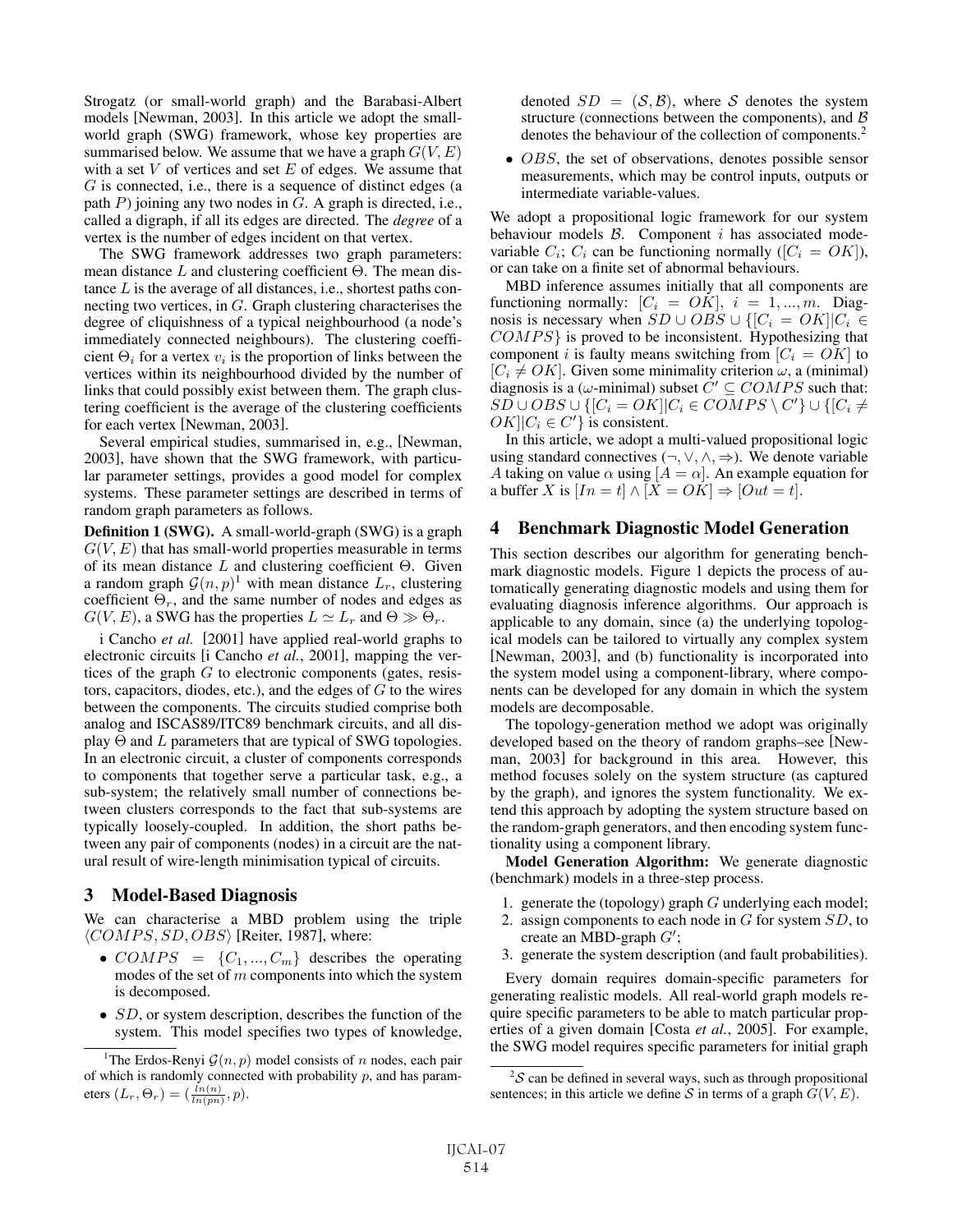Strogatz (or small-world graph) and the Barabasi-Albert models [Newman, 2003]. In this article we adopt the small-world graph (SWG) framework, whose key properties are summarised below. We assume that we have a graph $G(V, E)$ with a set $V$ of vertices and set $E$ of edges. We assume that $G$ is connected, i.e., there is a sequence of distinct edges (a path $P$) joining any two nodes in $G$. A graph is directed, i.e., called a digraph, if all its edges are directed. The *degree* of a vertex is the number of edges incident on that vertex.

The SWG framework addresses two graph parameters: mean distance $L$ and clustering coefficient $\Theta$. The mean distance $L$ is the average of all distances, i.e., shortest paths connecting two vertices, in $G$. Graph clustering characterises the degree of cliquishness of a typical neighbourhood (a node's immediately connected neighbours). The clustering coefficient $\Theta_i$ for a vertex $v_i$ is the proportion of links between the vertices within its neighbourhood divided by the number of links that could possibly exist between them. The graph clustering coefficient is the average of the clustering coefficients for each vertex [Newman, 2003].

Several empirical studies, summarised in, e.g., [Newman, 2003], have shown that the SWG framework, with particular parameter settings, provides a good model for complex systems. These parameter settings are described in terms of random graph parameters as follows.

**Definition 1 (SWG).** A small-world-graph (SWG) is a graph $G(V, E)$ that has small-world properties measurable in terms of its mean distance $L$ and clustering coefficient $\Theta$. Given a random graph $\mathcal{G}(n, p)$[1] with mean distance $L_r$, clustering coefficient $\Theta_r$, and the same number of nodes and edges as $G(V, E)$, a SWG has the properties $L \simeq L_r$ and $\Theta \gg \Theta_r$.

i Cancho *et al.* [2001] have applied real-world graphs to electronic circuits [i Cancho *et al.*, 2001], mapping the vertices of the graph $G$ to electronic components (gates, resistors, capacitors, diodes, etc.), and the edges of $G$ to the wires between the components. The circuits studied comprise both analog and ISCAS89/ITC89 benchmark circuits, and all display $\Theta$ and $L$ parameters that are typical of SWG topologies. In an electronic circuit, a cluster of components corresponds to components that together serve a particular task, e.g., a sub-system; the relatively small number of connections between clusters corresponds to the fact that sub-systems are typically loosely-coupled. In addition, the short paths between any pair of components (nodes) in a circuit are the natural result of wire-length minimisation typical of circuits.

## 3 Model-Based Diagnosis

We can characterise a MBD problem using the triple $\langle COMPS, SD, OBS \rangle$ [Reiter, 1987], where:

- $COMPS = \{C_1, ..., C_m\}$ describes the operating modes of the set of $m$ components into which the system is decomposed.
- $SD$, or system description, describes the function of the system. This model specifies two types of knowledge, denoted $SD = (\mathcal{S}, \mathcal{B})$, where $\mathcal{S}$ denotes the system structure (connections between the components), and $\mathcal{B}$ denotes the behaviour of the collection of components.[2]
- $OBS$, the set of observations, denotes possible sensor measurements, which may be control inputs, outputs or intermediate variable-values.

We adopt a propositional logic framework for our system behaviour models $\mathcal{B}$. Component $i$ has associated mode-variable $C_i$; $C_i$ can be functioning normally ($[C_i = OK]$), or can take on a finite set of abnormal behaviours.

MBD inference assumes initially that all components are functioning normally: $[C_i = OK]$, $i = 1, ..., m$. Diagnosis is necessary when $SD \cup OBS \cup \{[C_i = OK] | C_i \in COMPS\}$ is proved to be inconsistent. Hypothesizing that component $i$ is faulty means switching from $[C_i = OK]$ to $[C_i \neq OK]$. Given some minimality criterion $\omega$, a (minimal) diagnosis is a ($\omega$-minimal) subset $C' \subseteq COMPS$ such that: $SD \cup OBS \cup \{[C_i = OK] | C_i \in COMPS \setminus C'\} \cup \{[C_i \neq OK] | C_i \in C'\}$ is consistent.

In this article, we adopt a multi-valued propositional logic using standard connectives ($\neg, \vee, \wedge, \Rightarrow$). We denote variable $A$ taking on value $\alpha$ using $[A = \alpha]$. An example equation for a buffer $X$ is $[In = t] \wedge [X = OK] \Rightarrow [Out = t]$.

## 4 Benchmark Diagnostic Model Generation

This section describes our algorithm for generating benchmark diagnostic models. Figure 1 depicts the process of automatically generating diagnostic models and using them for evaluating diagnosis inference algorithms. Our approach is applicable to any domain, since (a) the underlying topological models can be tailored to virtually any complex system [Newman, 2003], and (b) functionality is incorporated into the system model using a component-library, where components can be developed for any domain in which the system models are decomposable.

The topology-generation method we adopt was originally developed based on the theory of random graphs–see [Newman, 2003] for background in this area. However, this method focuses solely on the system structure (as captured by the graph), and ignores the system functionality. We extend this approach by adopting the system structure based on the random-graph generators, and then encoding system functionality using a component library.

**Model Generation Algorithm:** We generate diagnostic (benchmark) models in a three-step process.

1. generate the (topology) graph $G$ underlying each model;
2. assign components to each node in $G$ for system $SD$, to create an MBD-graph $G'$;
3. generate the system description (and fault probabilities).

Every domain requires domain-specific parameters for generating realistic models. All real-world graph models require specific parameters to be able to match particular properties of a given domain [Costa *et al.*, 2005]. For example, the SWG model requires specific parameters for initial graph

---

[1] The Erdos-Renyi $\mathcal{G}(n, p)$ model consists of $n$ nodes, each pair of which is randomly connected with probability $p$, and has parameters $(L_r, \Theta_r) = (\frac{ln(n)}{ln(pn)}, p)$.

[2] $\mathcal{S}$ can be defined in several ways, such as through propositional sentences; in this article we define $\mathcal{S}$ in terms of a graph $G(V, E)$.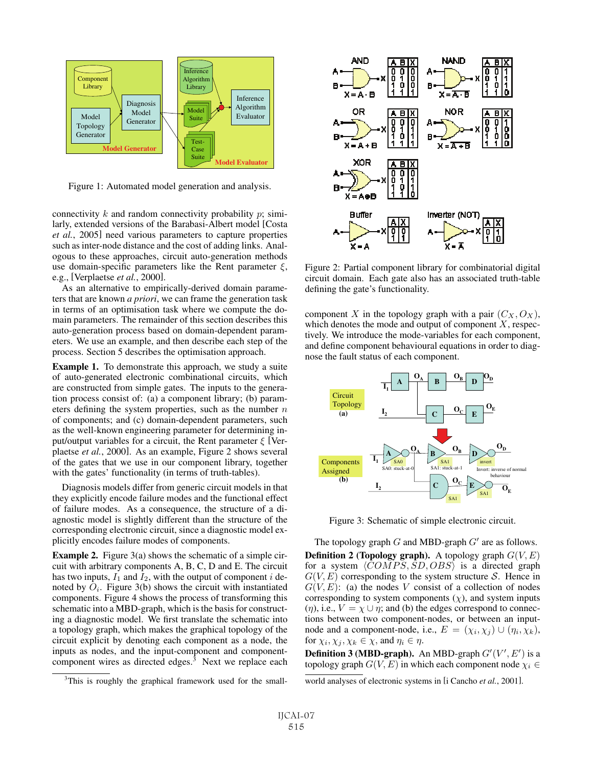Figure 1: Automated model generation and analysis.

connectivity $k$ and random connectivity probability $p$; similarly, extended versions of the Barabasi-Albert model [Costa *et al.*, 2005] need various parameters to capture properties such as inter-node distance and the cost of adding links. Analogous to these approaches, circuit auto-generation methods use domain-specific parameters like the Rent parameter $\xi$, e.g., [Verplaetse *et al.*, 2000].

As an alternative to empirically-derived domain parameters that are known *a priori*, we can frame the generation task in terms of an optimisation task where we compute the domain parameters. The remainder of this section describes this auto-generation process based on domain-dependent parameters. We use an example, and then describe each step of the process. Section 5 describes the optimisation approach.

**Example 1.** To demonstrate this approach, we study a suite of auto-generated electronic combinational circuits, which are constructed from simple gates. The inputs to the generation process consist of: (a) a component library; (b) parameters defining the system properties, such as the number $n$ of components; and (c) domain-dependent parameters, such as the well-known engineering parameter for determining input/output variables for a circuit, the Rent parameter $\xi$ [Verplaetse *et al.*, 2000]. As an example, Figure 2 shows several of the gates that we use in our component library, together with the gates' functionality (in terms of truth-tables).

Diagnosis models differ from generic circuit models in that they explicitly encode failure modes and the functional effect of failure modes. As a consequence, the structure of a diagnostic model is slightly different than the structure of the corresponding electronic circuit, since a diagnostic model explicitly encodes failure modes of components.

**Example 2.** Figure 3(a) shows the schematic of a simple circuit with arbitrary components A, B, C, D and E. The circuit has two inputs, $I_1$ and $I_2$, with the output of component $i$ denoted by $O_i$. Figure 3(b) shows the circuit with instantiated components. Figure 4 shows the process of transforming this schematic into a MBD-graph, which is the basis for constructing a diagnostic model. We first translate the schematic into a topology graph, which makes the graphical topology of the circuit explicit by denoting each component as a node, the inputs as nodes, and the input-component and component-component wires as directed edges.[3] Next we replace each component $X$ in the topology graph with a pair $(C_X, O_X)$, which denotes the mode and output of component $X$, respectively. We introduce the mode-variables for each component, and define component behavioural equations in order to diagnose the fault status of each component.

Figure 2: Partial component library for combinatorial digital circuit domain. Each gate also has an associated truth-table defining the gate's functionality.

Figure 3: Schematic of simple electronic circuit.

The topology graph $G$ and MBD-graph $G'$ are as follows.

**Definition 2 (Topology graph).** A topology graph $G(V, E)$ for a system $\langle COMPS, SD, OBS \rangle$ is a directed graph $G(V, E)$ corresponding to the system structure $\mathcal{S}$. Hence in $G(V, E)$: (a) the nodes $V$ consist of a collection of nodes corresponding to system components ($\chi$), and system inputs ($\eta$), i.e., $V = \chi \cup \eta$; and (b) the edges correspond to connections between two component-nodes, or between an input-node and a component-node, i.e., $E = (\chi_i, \chi_j) \cup (\eta_i, \chi_k)$, for $\chi_i, \chi_j, \chi_k \in \chi$, and $\eta_i \in \eta$.

**Definition 3 (MBD-graph).** An MBD-graph $G'(V', E')$ is a topology graph $G(V, E)$ in which each component node $\chi_i \in$

[3] This is roughly the graphical framework used for the small-world analyses of electronic systems in [i Cancho *et al.*, 2001].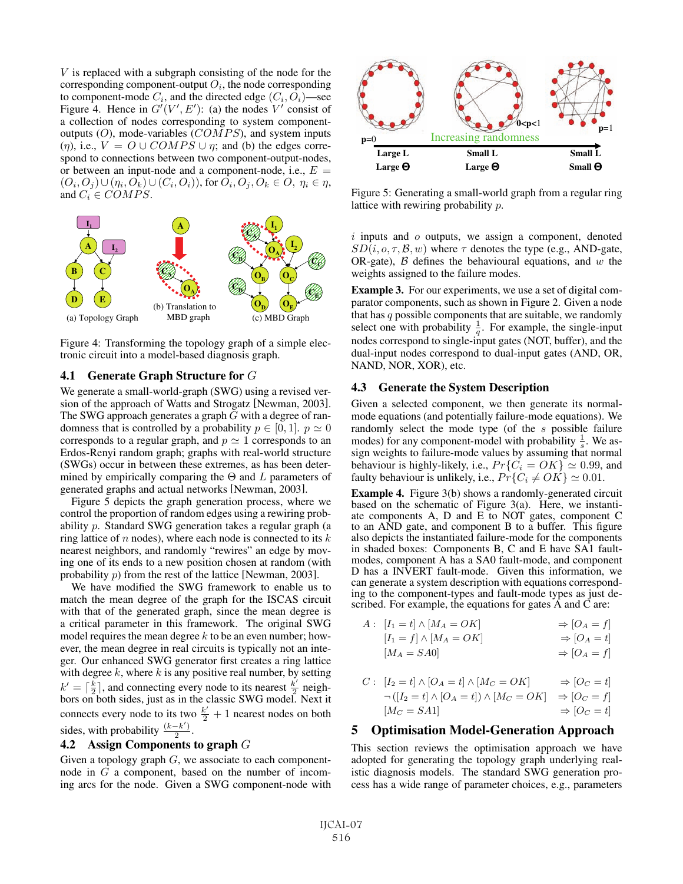$V$ is replaced with a subgraph consisting of the node for the corresponding component-output $O_i$, the node corresponding to component-mode $C_i$, and the directed edge $(C_i, O_i)$—see Figure 4. Hence in $G'(V', E')$: (a) the nodes $V'$ consist of a collection of nodes corresponding to system component-outputs ($O$), mode-variables ($COMPS$), and system inputs ($\eta$), i.e., $V = O \cup COMPS \cup \eta$; and (b) the edges correspond to connections between two component-output-nodes, or between an input-node and a component-node, i.e., $E = (O_i, O_j) \cup (\eta_i, O_k) \cup (C_i, O_i))$, for $O_i, O_j, O_k \in O$, $\eta_i \in \eta$, and $C_i \in COMPS$.

(a) Topology Graph (b) Translation to MBD graph (c) MBD Graph

Figure 4: Transforming the topology graph of a simple electronic circuit into a model-based diagnosis graph.

### 4.1 Generate Graph Structure for $G$

We generate a small-world-graph (SWG) using a revised version of the approach of Watts and Strogatz [Newman, 2003]. The SWG approach generates a graph $G$ with a degree of randomness that is controlled by a probability $p \in [0, 1]$. $p \simeq 0$ corresponds to a regular graph, and $p \simeq 1$ corresponds to an Erdos-Renyi random graph; graphs with real-world structure (SWGs) occur in between these extremes, as has been determined by empirically comparing the $\Theta$ and $L$ parameters of generated graphs and actual networks [Newman, 2003].

Figure 5 depicts the graph generation process, where we control the proportion of random edges using a rewiring probability $p$. Standard SWG generation takes a regular graph (a ring lattice of $n$ nodes), where each node is connected to its $k$ nearest neighbors, and randomly "rewires" an edge by moving one of its ends to a new position chosen at random (with probability $p$) from the rest of the lattice [Newman, 2003].

We have modified the SWG framework to enable us to match the mean degree of the graph for the ISCAS circuit with that of the generated graph, since the mean degree is a critical parameter in this framework. The original SWG model requires the mean degree $k$ to be an even number; however, the mean degree in real circuits is typically not an integer. Our enhanced SWG generator first creates a ring lattice with degree $k$, where $k$ is any positive real number, by setting $k' = \lceil \frac{k}{2} \rceil$, and connecting every node to its nearest $\frac{k'}{2}$ neighbors on both sides, just as in the classic SWG model. Next it connects every node to its two $\frac{k'}{2} + 1$ nearest nodes on both sides, with probability $\frac{(k-k')}{2}$.

### 4.2 Assign Components to graph $G$

Given a topology graph $G$, we associate to each component-node in $G$ a component, based on the number of incoming arcs for the node. Given a SWG component-node with $i$ inputs and $o$ outputs, we assign a component, denoted $SD(i, o, \tau, \mathcal{B}, w)$ where $\tau$ denotes the type (e.g., AND-gate, OR-gate), $\mathcal{B}$ defines the behavioural equations, and $w$ the weights assigned to the failure modes.

p=0 Large L Large $\Theta$ — 0<p<1 Small L Large $\Theta$ — p=1 Small L Small $\Theta$ — Increasing randomness

Figure 5: Generating a small-world graph from a regular ring lattice with rewiring probability $p$.

**Example 3.** For our experiments, we use a set of digital comparator components, such as shown in Figure 2. Given a node that has $q$ possible components that are suitable, we randomly select one with probability $\frac{1}{q}$. For example, the single-input nodes correspond to single-input gates (NOT, buffer), and the dual-input nodes correspond to dual-input gates (AND, OR, NAND, NOR, XOR), etc.

### 4.3 Generate the System Description

Given a selected component, we then generate its normal-mode equations (and potentially failure-mode equations). We randomly select the mode type (of the $s$ possible failure modes) for any component-model with probability $\frac{1}{s}$. We assign weights to failure-mode values by assuming that normal behaviour is highly-likely, i.e., $Pr\{C_i = OK\} \simeq 0.99$, and faulty behaviour is unlikely, i.e., $Pr\{C_i \neq OK\} \simeq 0.01$.

**Example 4.** Figure 3(b) shows a randomly-generated circuit based on the schematic of Figure 3(a). Here, we instantiate components A, D and E to NOT gates, component C to an AND gate, and component B to a buffer. This figure also depicts the instantiated failure-mode for the components in shaded boxes: Components B, C and E have SA1 fault-modes, component A has a SA0 fault-mode, and component D has a INVERT fault-mode. Given this information, we can generate a system description with equations corresponding to the component-types and fault-mode types as just described. For example, the equations for gates A and C are:

$$
\begin{array}{lll}
A: & [I_1 = t] \wedge [M_A = OK] & \Rightarrow [O_A = f] \\
 & [I_1 = f] \wedge [M_A = OK] & \Rightarrow [O_A = t] \\
 & [M_A = SA0] & \Rightarrow [O_A = f] \\
 & & \\
C: & [I_2 = t] \wedge [O_A = t] \wedge [M_C = OK] & \Rightarrow [O_C = t] \\
 & \neg([I_2 = t] \wedge [O_A = t]) \wedge [M_C = OK] & \Rightarrow [O_C = f] \\
 & [M_C = SA1] & \Rightarrow [O_C = t]
\end{array}
$$

## 5 Optimisation Model-Generation Approach

This section reviews the optimisation approach we have adopted for generating the topology graph underlying realistic diagnosis models. The standard SWG generation process has a wide range of parameter choices, e.g., parameters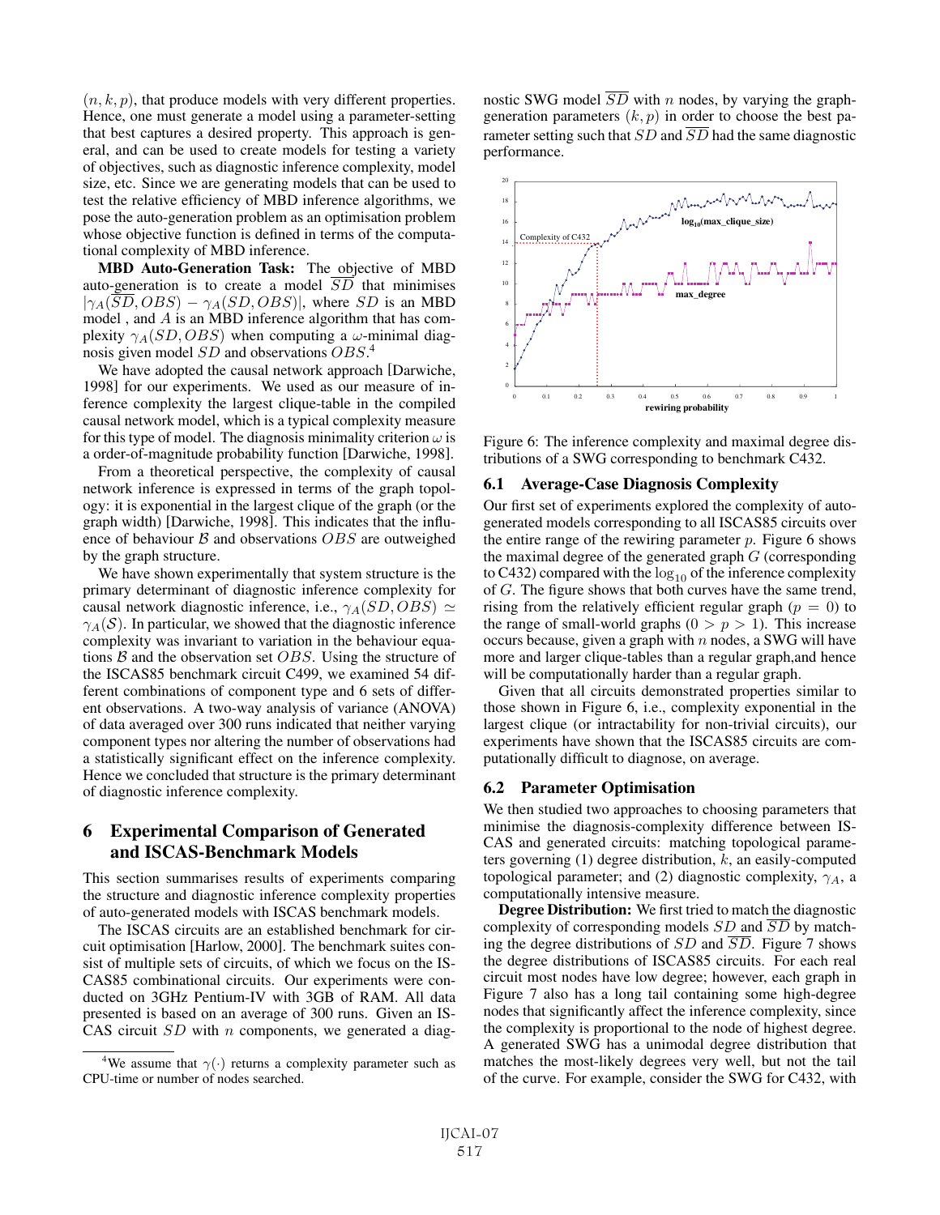$(n, k, p)$, that produce models with very different properties. Hence, one must generate a model using a parameter-setting that best captures a desired property. This approach is general, and can be used to create models for testing a variety of objectives, such as diagnostic inference complexity, model size, etc. Since we are generating models that can be used to test the relative efficiency of MBD inference algorithms, we pose the auto-generation problem as an optimisation problem whose objective function is defined in terms of the computational complexity of MBD inference.

**MBD Auto-Generation Task:** The objective of MBD auto-generation is to create a model $\overline{SD}$ that minimises $|\gamma_A(\overline{SD}, OBS) - \gamma_A(SD, OBS)|$, where $SD$ is an MBD model , and $A$ is an MBD inference algorithm that has complexity $\gamma_A(SD, OBS)$ when computing a $\omega$-minimal diagnosis given model $SD$ and observations $OBS$.[4]

We have adopted the causal network approach [Darwiche, 1998] for our experiments. We used as our measure of inference complexity the largest clique-table in the compiled causal network model, which is a typical complexity measure for this type of model. The diagnosis minimality criterion $\omega$ is a order-of-magnitude probability function [Darwiche, 1998].

From a theoretical perspective, the complexity of causal network inference is expressed in terms of the graph topology: it is exponential in the largest clique of the graph (or the graph width) [Darwiche, 1998]. This indicates that the influence of behaviour $\mathcal{B}$ and observations $OBS$ are outweighed by the graph structure.

We have shown experimentally that system structure is the primary determinant of diagnostic inference complexity for causal network diagnostic inference, i.e., $\gamma_A(SD, OBS) \simeq \gamma_A(\mathcal{S})$. In particular, we showed that the diagnostic inference complexity was invariant to variation in the behaviour equations $\mathcal{B}$ and the observation set $OBS$. Using the structure of the ISCAS85 benchmark circuit C499, we examined 54 different combinations of component type and 6 sets of different observations. A two-way analysis of variance (ANOVA) of data averaged over 300 runs indicated that neither varying component types nor altering the number of observations had a statistically significant effect on the inference complexity. Hence we concluded that structure is the primary determinant of diagnostic inference complexity.

## 6 Experimental Comparison of Generated and ISCAS-Benchmark Models

This section summarises results of experiments comparing the structure and diagnostic inference complexity properties of auto-generated models with ISCAS benchmark models.

The ISCAS circuits are an established benchmark for circuit optimisation [Harlow, 2000]. The benchmark suites consist of multiple sets of circuits, of which we focus on the ISCAS85 combinational circuits. Our experiments were conducted on 3GHz Pentium-IV with 3GB of RAM. All data presented is based on an average of 300 runs. Given an ISCAS circuit $SD$ with $n$ components, we generated a diagnostic SWG model $\overline{SD}$ with $n$ nodes, by varying the graph-generation parameters $(k, p)$ in order to choose the best parameter setting such that $SD$ and $\overline{SD}$ had the same diagnostic performance.

Figure 6: The inference complexity and maximal degree distributions of a SWG corresponding to benchmark C432.

### 6.1 Average-Case Diagnosis Complexity

Our first set of experiments explored the complexity of auto-generated models corresponding to all ISCAS85 circuits over the entire range of the rewiring parameter $p$. Figure 6 shows the maximal degree of the generated graph $G$ (corresponding to C432) compared with the $\log_{10}$ of the inference complexity of $G$. The figure shows that both curves have the same trend, rising from the relatively efficient regular graph ($p = 0$) to the range of small-world graphs ($0 > p > 1$). This increase occurs because, given a graph with $n$ nodes, a SWG will have more and larger clique-tables than a regular graph,and hence will be computationally harder than a regular graph.

Given that all circuits demonstrated properties similar to those shown in Figure 6, i.e., complexity exponential in the largest clique (or intractability for non-trivial circuits), our experiments have shown that the ISCAS85 circuits are computationally difficult to diagnose, on average.

### 6.2 Parameter Optimisation

We then studied two approaches to choosing parameters that minimise the diagnosis-complexity difference between ISCAS and generated circuits: matching topological parameters governing (1) degree distribution, $k$, an easily-computed topological parameter; and (2) diagnostic complexity, $\gamma_A$, a computationally intensive measure.

**Degree Distribution:** We first tried to match the diagnostic complexity of corresponding models $SD$ and $\overline{SD}$ by matching the degree distributions of $SD$ and $\overline{SD}$. Figure 7 shows the degree distributions of ISCAS85 circuits. For each real circuit most nodes have low degree; however, each graph in Figure 7 also has a long tail containing some high-degree nodes that significantly affect the inference complexity, since the complexity is proportional to the node of highest degree. A generated SWG has a unimodal degree distribution that matches the most-likely degrees very well, but not the tail of the curve. For example, consider the SWG for C432, with

[4] We assume that $\gamma(\cdot)$ returns a complexity parameter such as CPU-time or number of nodes searched.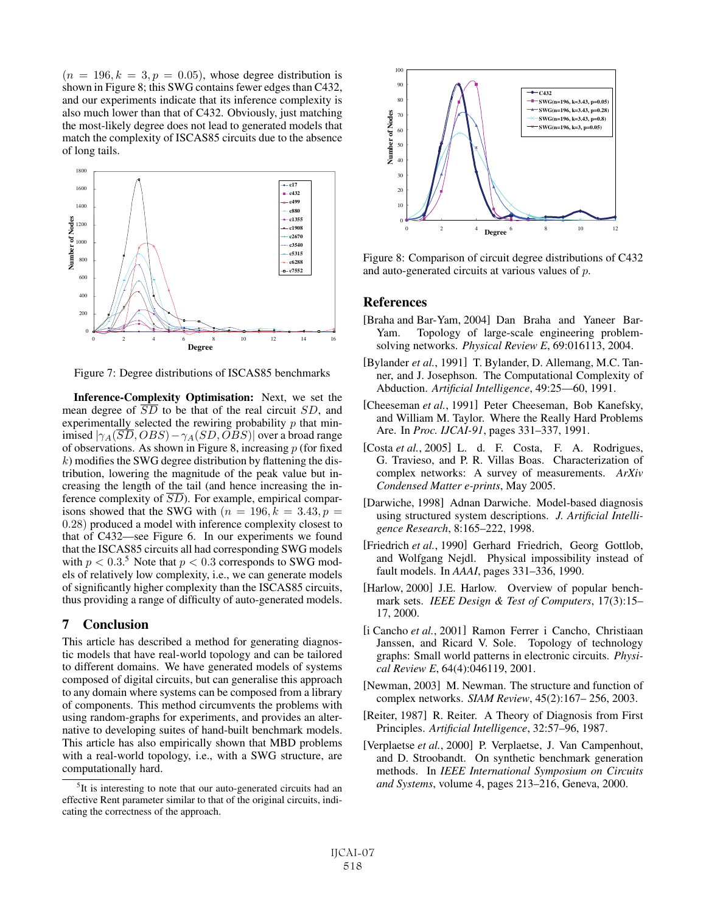$(n = 196, k = 3, p = 0.05)$, whose degree distribution is shown in Figure 8; this SWG contains fewer edges than C432, and our experiments indicate that its inference complexity is also much lower than that of C432. Obviously, just matching the most-likely degree does not lead to generated models that match the complexity of ISCAS85 circuits due to the absence of long tails.

1800
1600
1400
1200
1000
800
600
400
200
0
Number of Nodes
0 2 4 6 8 10 12 14 16
Degree
c17
c432
c499
c880
c1355
c1908
c2670
c3540
c5315
c6288
c7552

Figure 7: Degree distributions of ISCAS85 benchmarks

**Inference-Complexity Optimisation:** Next, we set the mean degree of $\overline{SD}$ to be that of the real circuit $SD$, and experimentally selected the rewiring probability $p$ that minimised $|\gamma_A(\overline{SD}, OBS) - \gamma_A(SD, OBS)|$ over a broad range of observations. As shown in Figure 8, increasing $p$ (for fixed $k$) modifies the SWG degree distribution by flattening the distribution, lowering the magnitude of the peak value but increasing the length of the tail (and hence increasing the inference complexity of $\overline{SD}$). For example, empirical comparisons showed that the SWG with $(n = 196, k = 3.43, p = 0.28)$ produced a model with inference complexity closest to that of C432—see Figure 6. In our experiments we found that the ISCAS85 circuits all had corresponding SWG models with $p < 0.3$.[5] Note that $p < 0.3$ corresponds to SWG models of relatively low complexity, i.e., we can generate models of significantly higher complexity than the ISCAS85 circuits, thus providing a range of difficulty of auto-generated models.

## 7 Conclusion

This article has described a method for generating diagnostic models that have real-world topology and can be tailored to different domains. We have generated models of systems composed of digital circuits, but can generalise this approach to any domain where systems can be composed from a library of components. This method circumvents the problems with using random-graphs for experiments, and provides an alternative to developing suites of hand-built benchmark models. This article has also empirically shown that MBD problems with a real-world topology, i.e., with a SWG structure, are computationally hard.

[5] It is interesting to note that our auto-generated circuits had an effective Rent parameter similar to that of the original circuits, indicating the correctness of the approach.

100
90
80
70
60
50
40
30
20
10
0
Number of Nodes
0 2 4 6 8 10 12
Degree
C432
SWG(n=196, k=3.43, p=0.05)
SWG(n=196, k=3.43, p=0.28)
SWG(n=196, k=3.43, p=0.8)
SWG(n=196, k=3, p=0.05)

Figure 8: Comparison of circuit degree distributions of C432 and auto-generated circuits at various values of $p$.

## References

[Braha and Bar-Yam, 2004] Dan Braha and Yaneer Bar-Yam. Topology of large-scale engineering problem-solving networks. *Physical Review E*, 69:016113, 2004.

[Bylander *et al.*, 1991] T. Bylander, D. Allemang, M.C. Tanner, and J. Josephson. The Computational Complexity of Abduction. *Artificial Intelligence*, 49:25—60, 1991.

[Cheeseman *et al.*, 1991] Peter Cheeseman, Bob Kanefsky, and William M. Taylor. Where the Really Hard Problems Are. In *Proc. IJCAI-91*, pages 331–337, 1991.

[Costa *et al.*, 2005] L. d. F. Costa, F. A. Rodrigues, G. Travieso, and P. R. Villas Boas. Characterization of complex networks: A survey of measurements. *ArXiv Condensed Matter e-prints*, May 2005.

[Darwiche, 1998] Adnan Darwiche. Model-based diagnosis using structured system descriptions. *J. Artificial Intelligence Research*, 8:165–222, 1998.

[Friedrich *et al.*, 1990] Gerhard Friedrich, Georg Gottlob, and Wolfgang Nejdl. Physical impossibility instead of fault models. In *AAAI*, pages 331–336, 1990.

[Harlow, 2000] J.E. Harlow. Overview of popular benchmark sets. *IEEE Design & Test of Computers*, 17(3):15–17, 2000.

[i Cancho *et al.*, 2001] Ramon Ferrer i Cancho, Christiaan Janssen, and Ricard V. Sole. Topology of technology graphs: Small world patterns in electronic circuits. *Physical Review E*, 64(4):046119, 2001.

[Newman, 2003] M. Newman. The structure and function of complex networks. *SIAM Review*, 45(2):167– 256, 2003.

[Reiter, 1987] R. Reiter. A Theory of Diagnosis from First Principles. *Artificial Intelligence*, 32:57–96, 1987.

[Verplaetse *et al.*, 2000] P. Verplaetse, J. Van Campenhout, and D. Stroobandt. On synthetic benchmark generation methods. In *IEEE International Symposium on Circuits and Systems*, volume 4, pages 213–216, Geneva, 2000.